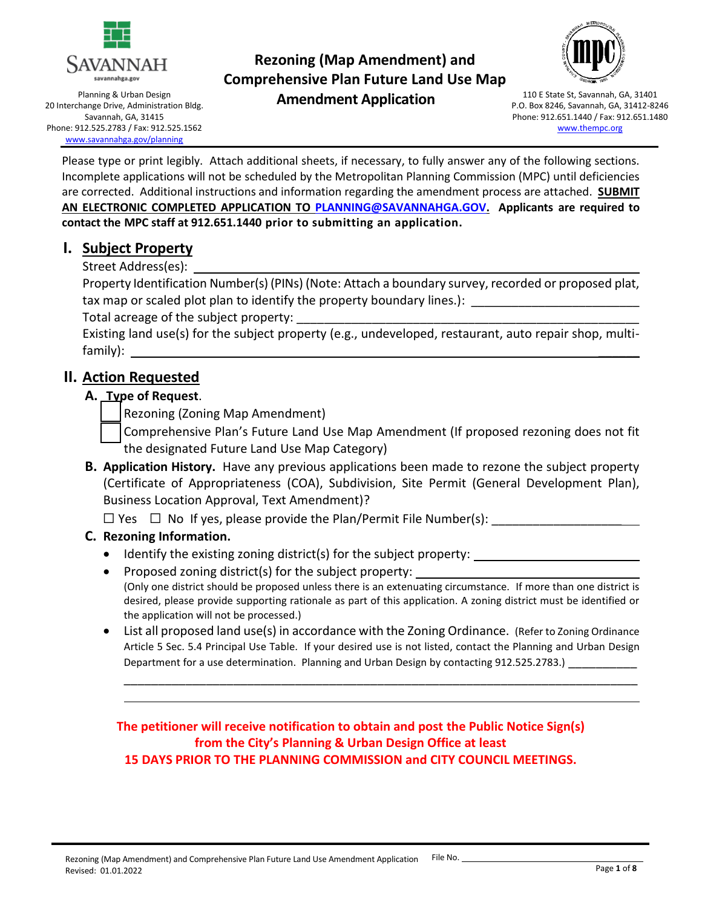Savannah

savannahga.gov

Planning & Urban Design
20 Interchange Drive, Administration Bldg.
Savannah, GA, 31415
Phone: 912.525.2783 / Fax: 912.525.1562
www.savannahga.gov/planning

# Rezoning (Map Amendment) and Comprehensive Plan Future Land Use Map Amendment Application

110 E State St, Savannah, GA, 31401
P.O. Box 8246, Savannah, GA, 31412-8246
Phone: 912.651.1440 / Fax: 912.651.1480
www.thempc.org

Please type or print legibly. Attach additional sheets, if necessary, to fully answer any of the following sections. Incomplete applications will not be scheduled by the Metropolitan Planning Commission (MPC) until deficiencies are corrected. Additional instructions and information regarding the amendment process are attached. **SUBMIT AN ELECTRONIC COMPLETED APPLICATION TO PLANNING@SAVANNAHGA.GOV. Applicants are required to contact the MPC staff at 912.651.1440 prior to submitting an application.**

## I. Subject Property

Street Address(es): ______________________________

Property Identification Number(s) (PINs) (Note: Attach a boundary survey, recorded or proposed plat, tax map or scaled plot plan to identify the property boundary lines.): ______________________________

Total acreage of the subject property: ______________________________

Existing land use(s) for the subject property (e.g., undeveloped, restaurant, auto repair shop, multi-family): ______________________________

## II. Action Requested

### A. Type of Request.

☐ Rezoning (Zoning Map Amendment)

☐ Comprehensive Plan's Future Land Use Map Amendment (If proposed rezoning does not fit the designated Future Land Use Map Category)

### B. Application History.

Have any previous applications been made to rezone the subject property (Certificate of Appropriateness (COA), Subdivision, Site Permit (General Development Plan), Business Location Approval, Text Amendment)?

☐ Yes ☐ No If yes, please provide the Plan/Permit File Number(s): ______________________________

### C. Rezoning Information.

- Identify the existing zoning district(s) for the subject property: ______________________________
- Proposed zoning district(s) for the subject property: ______________________________
  (Only one district should be proposed unless there is an extenuating circumstance. If more than one district is desired, please provide supporting rationale as part of this application. A zoning district must be identified or the application will not be processed.)
- List all proposed land use(s) in accordance with the Zoning Ordinance. (Refer to Zoning Ordinance Article 5 Sec. 5.4 Principal Use Table. If your desired use is not listed, contact the Planning and Urban Design Department for a use determination. Planning and Urban Design by contacting 912.525.2783.) ______________________________

  ______________________________

  ______________________________

**The petitioner will receive notification to obtain and post the Public Notice Sign(s) from the City's Planning & Urban Design Office at least 15 DAYS PRIOR TO THE PLANNING COMMISSION and CITY COUNCIL MEETINGS.**

File No. ______________________________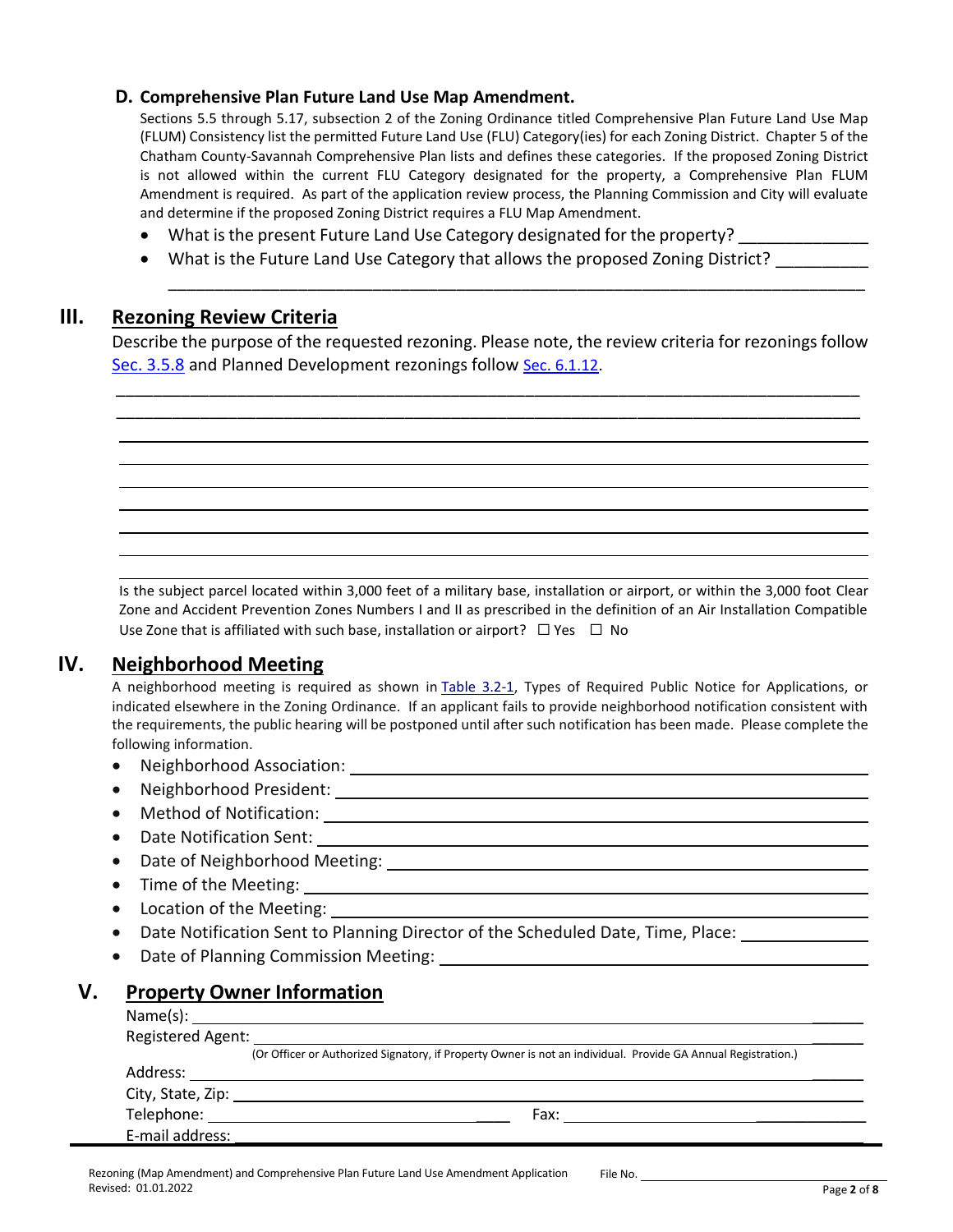### D. Comprehensive Plan Future Land Use Map Amendment.

Sections 5.5 through 5.17, subsection 2 of the Zoning Ordinance titled Comprehensive Plan Future Land Use Map (FLUM) Consistency list the permitted Future Land Use (FLU) Category(ies) for each Zoning District. Chapter 5 of the Chatham County-Savannah Comprehensive Plan lists and defines these categories. If the proposed Zoning District is not allowed within the current FLU Category designated for the property, a Comprehensive Plan FLUM Amendment is required. As part of the application review process, the Planning Commission and City will evaluate and determine if the proposed Zoning District requires a FLU Map Amendment.

- What is the present Future Land Use Category designated for the property? ______________
- What is the Future Land Use Category that allows the proposed Zoning District? __________

______________________________________________________________________________

## III. Rezoning Review Criteria

Describe the purpose of the requested rezoning. Please note, the review criteria for rezonings follow Sec. 3.5.8 and Planned Development rezonings follow Sec. 6.1.12.

______________________________________________________________________________

______________________________________________________________________________

______________________________________________________________________________

______________________________________________________________________________

______________________________________________________________________________

______________________________________________________________________________

______________________________________________________________________________

______________________________________________________________________________

Is the subject parcel located within 3,000 feet of a military base, installation or airport, or within the 3,000 foot Clear Zone and Accident Prevention Zones Numbers I and II as prescribed in the definition of an Air Installation Compatible Use Zone that is affiliated with such base, installation or airport? ☐ Yes ☐ No

## IV. Neighborhood Meeting

A neighborhood meeting is required as shown in Table 3.2-1, Types of Required Public Notice for Applications, or indicated elsewhere in the Zoning Ordinance. If an applicant fails to provide neighborhood notification consistent with the requirements, the public hearing will be postponed until after such notification has been made. Please complete the following information.

- Neighborhood Association: ______________________________
- Neighborhood President: ______________________________
- Method of Notification: ______________________________
- Date Notification Sent: ______________________________
- Date of Neighborhood Meeting: ______________________________
- Time of the Meeting: ______________________________
- Location of the Meeting: ______________________________
- Date Notification Sent to Planning Director of the Scheduled Date, Time, Place: ______________
- Date of Planning Commission Meeting: ______________________________

## V. Property Owner Information

Name(s): ______________________________

Registered Agent: ______________________________
(Or Officer or Authorized Signatory, if Property Owner is not an individual. Provide GA Annual Registration.)

Address: ______________________________

City, State, Zip: ______________________________

Telephone: ____________________ Fax: ____________________

E-mail address: ______________________________

Rezoning (Map Amendment) and Comprehensive Plan Future Land Use Amendment Application
Revised: 01.01.2022

File No. ____________________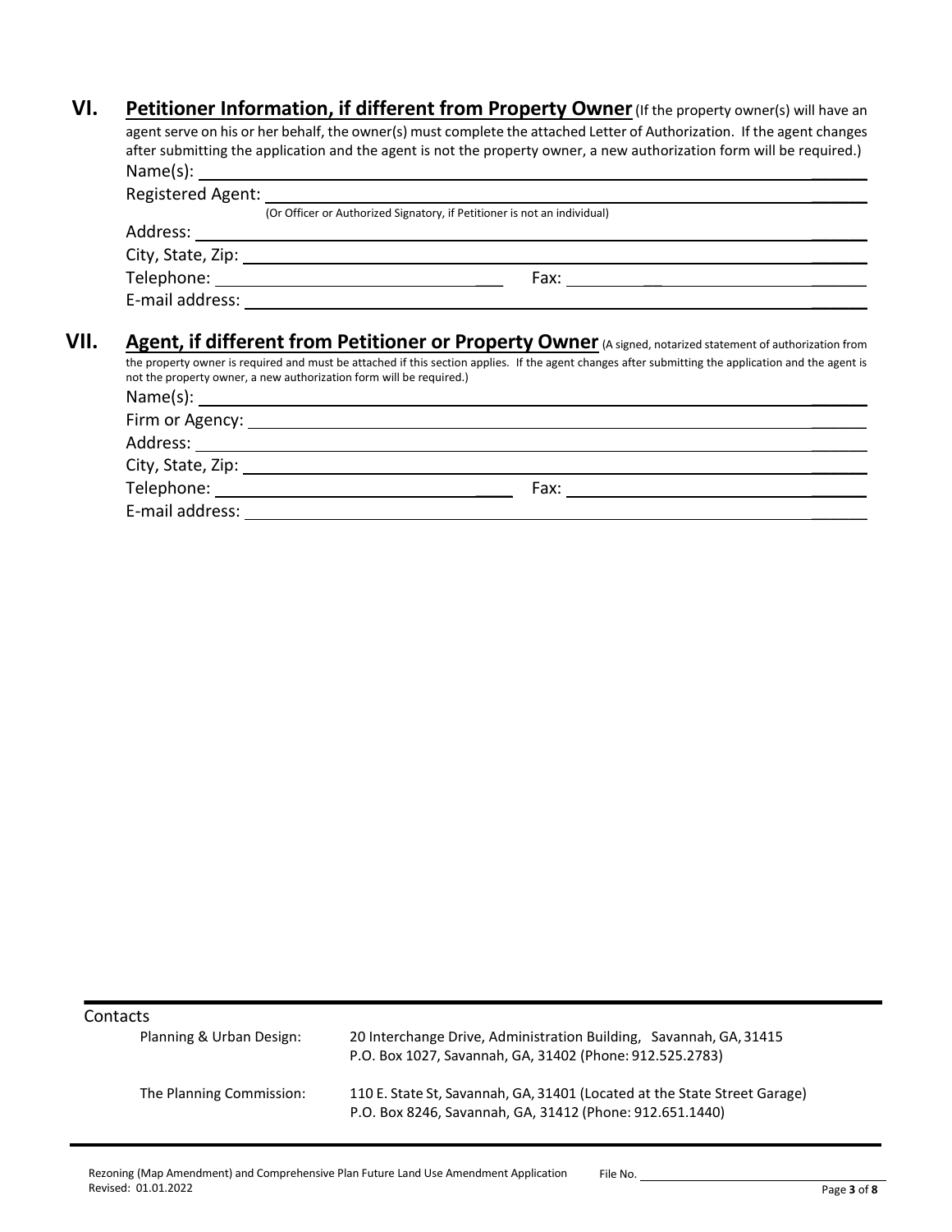## VI. Petitioner Information, if different from Property Owner

(If the property owner(s) will have an agent serve on his or her behalf, the owner(s) must complete the attached Letter of Authorization. If the agent changes after submitting the application and the agent is not the property owner, a new authorization form will be required.)

Name(s): ______________________________________________

Registered Agent: ______________________________________________
(Or Officer or Authorized Signatory, if Petitioner is not an individual)

Address: ______________________________________________

City, State, Zip: ______________________________________________

Telephone: ______________________ Fax: ______________________

E-mail address: ______________________________________________

## VII. Agent, if different from Petitioner or Property Owner

(A signed, notarized statement of authorization from the property owner is required and must be attached if this section applies. If the agent changes after submitting the application and the agent is not the property owner, a new authorization form will be required.)

Name(s): ______________________________________________

Firm or Agency: ______________________________________________

Address: ______________________________________________

City, State, Zip: ______________________________________________

Telephone: ______________________ Fax: ______________________

E-mail address: ______________________________________________

---

Contacts

| | |
|---|---|
| Planning & Urban Design: | 20 Interchange Drive, Administration Building, Savannah, GA, 31415<br>P.O. Box 1027, Savannah, GA, 31402 (Phone: 912.525.2783) |
| The Planning Commission: | 110 E. State St, Savannah, GA, 31401 (Located at the State Street Garage)<br>P.O. Box 8246, Savannah, GA, 31412 (Phone: 912.651.1440) |

Rezoning (Map Amendment) and Comprehensive Plan Future Land Use Amendment Application
Revised: 01.01.2022

File No. ______________________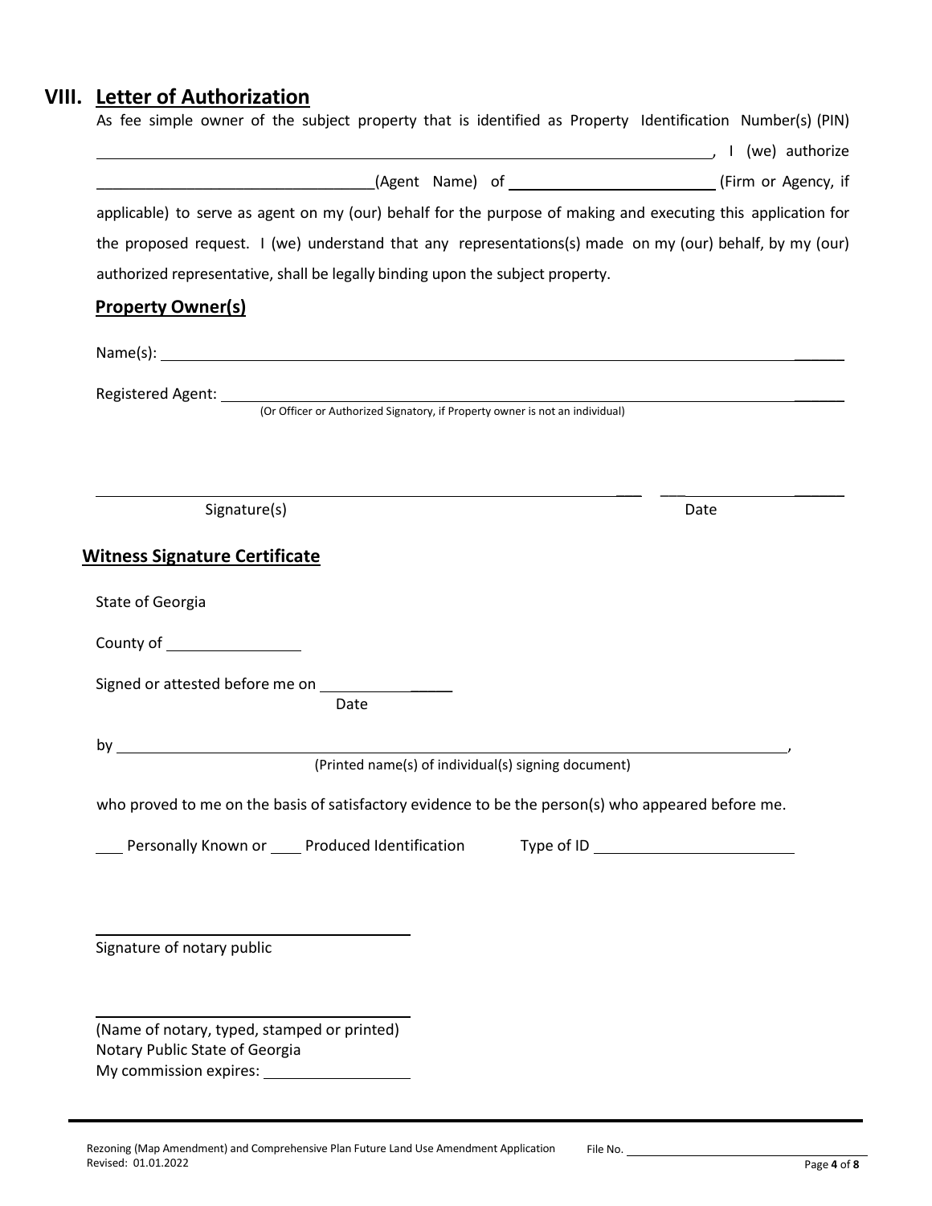## VIII. Letter of Authorization

As fee simple owner of the subject property that is identified as Property Identification Number(s) (PIN) ______________________________, I (we) authorize ______________________________(Agent Name) of ______________________________ (Firm or Agency, if applicable) to serve as agent on my (our) behalf for the purpose of making and executing this application for the proposed request. I (we) understand that any representations(s) made on my (our) behalf, by my (our) authorized representative, shall be legally binding upon the subject property.

### Property Owner(s)

Name(s): ______________________________

Registered Agent: ______________________________
(Or Officer or Authorized Signatory, if Property owner is not an individual)

______________________________ ______________
Signature(s) Date

### Witness Signature Certificate

State of Georgia

County of ______________

Signed or attested before me on ______________
Date

by ______________________________,
(Printed name(s) of individual(s) signing document)

who proved to me on the basis of satisfactory evidence to be the person(s) who appeared before me.

____ Personally Known or ____ Produced Identification Type of ID ______________

______________________________
Signature of notary public

______________________________
(Name of notary, typed, stamped or printed)
Notary Public State of Georgia
My commission expires: ______________

Rezoning (Map Amendment) and Comprehensive Plan Future Land Use Amendment Application
Revised: 01.01.2022
File No. ______________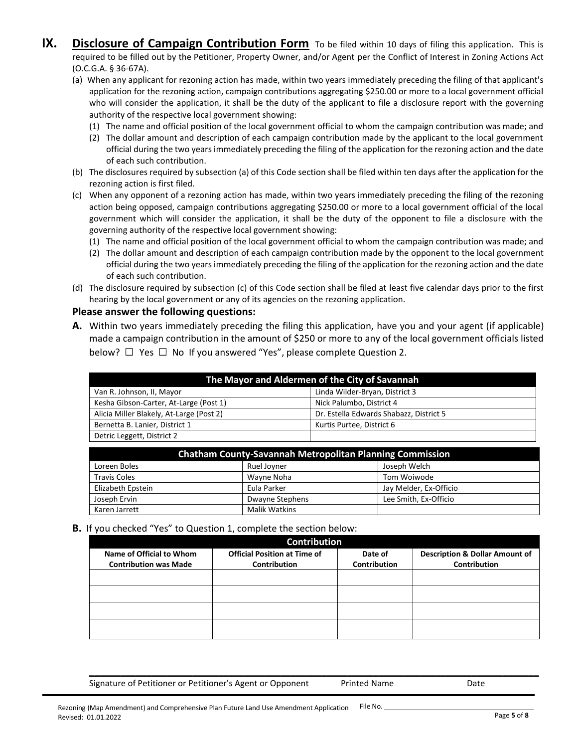## IX. Disclosure of Campaign Contribution Form

To be filed within 10 days of filing this application. This is required to be filled out by the Petitioner, Property Owner, and/or Agent per the Conflict of Interest in Zoning Actions Act (O.C.G.A. § 36-67A).

(a) When any applicant for rezoning action has made, within two years immediately preceding the filing of that applicant's application for the rezoning action, campaign contributions aggregating $250.00 or more to a local government official who will consider the application, it shall be the duty of the applicant to file a disclosure report with the governing authority of the respective local government showing:

  (1) The name and official position of the local government official to whom the campaign contribution was made; and

  (2) The dollar amount and description of each campaign contribution made by the applicant to the local government official during the two years immediately preceding the filing of the application for the rezoning action and the date of each such contribution.

(b) The disclosures required by subsection (a) of this Code section shall be filed within ten days after the application for the rezoning action is first filed.

(c) When any opponent of a rezoning action has made, within two years immediately preceding the filing of the rezoning action being opposed, campaign contributions aggregating $250.00 or more to a local government official of the local government which will consider the application, it shall be the duty of the opponent to file a disclosure with the governing authority of the respective local government showing:

  (1) The name and official position of the local government official to whom the campaign contribution was made; and

  (2) The dollar amount and description of each campaign contribution made by the opponent to the local government official during the two years immediately preceding the filing of the application for the rezoning action and the date of each such contribution.

(d) The disclosure required by subsection (c) of this Code section shall be filed at least five calendar days prior to the first hearing by the local government or any of its agencies on the rezoning application.

**Please answer the following questions:**

**A.** Within two years immediately preceding the filing this application, have you and your agent (if applicable) made a campaign contribution in the amount of $250 or more to any of the local government officials listed below? ☐ Yes ☐ No If you answered "Yes", please complete Question 2.

| The Mayor and Aldermen of the City of Savannah | |
|---|---|
| Van R. Johnson, II, Mayor | Linda Wilder-Bryan, District 3 |
| Kesha Gibson-Carter, At-Large (Post 1) | Nick Palumbo, District 4 |
| Alicia Miller Blakely, At-Large (Post 2) | Dr. Estella Edwards Shabazz, District 5 |
| Bernetta B. Lanier, District 1 | Kurtis Purtee, District 6 |
| Detric Leggett, District 2 | |

| Chatham County-Savannah Metropolitan Planning Commission | | |
|---|---|---|
| Loreen Boles | Ruel Joyner | Joseph Welch |
| Travis Coles | Wayne Noha | Tom Woiwode |
| Elizabeth Epstein | Eula Parker | Jay Melder, Ex-Officio |
| Joseph Ervin | Dwayne Stephens | Lee Smith, Ex-Officio |
| Karen Jarrett | Malik Watkins | |

**B.** If you checked "Yes" to Question 1, complete the section below:

| Contribution | | | |
|---|---|---|---|
| **Name of Official to Whom Contribution was Made** | **Official Position at Time of Contribution** | **Date of Contribution** | **Description & Dollar Amount of Contribution** |
| | | | |
| | | | |
| | | | |
| | | | |

Signature of Petitioner or Petitioner's Agent or Opponent    Printed Name    Date

Rezoning (Map Amendment) and Comprehensive Plan Future Land Use Amendment Application
Revised: 01.01.2022    File No. ________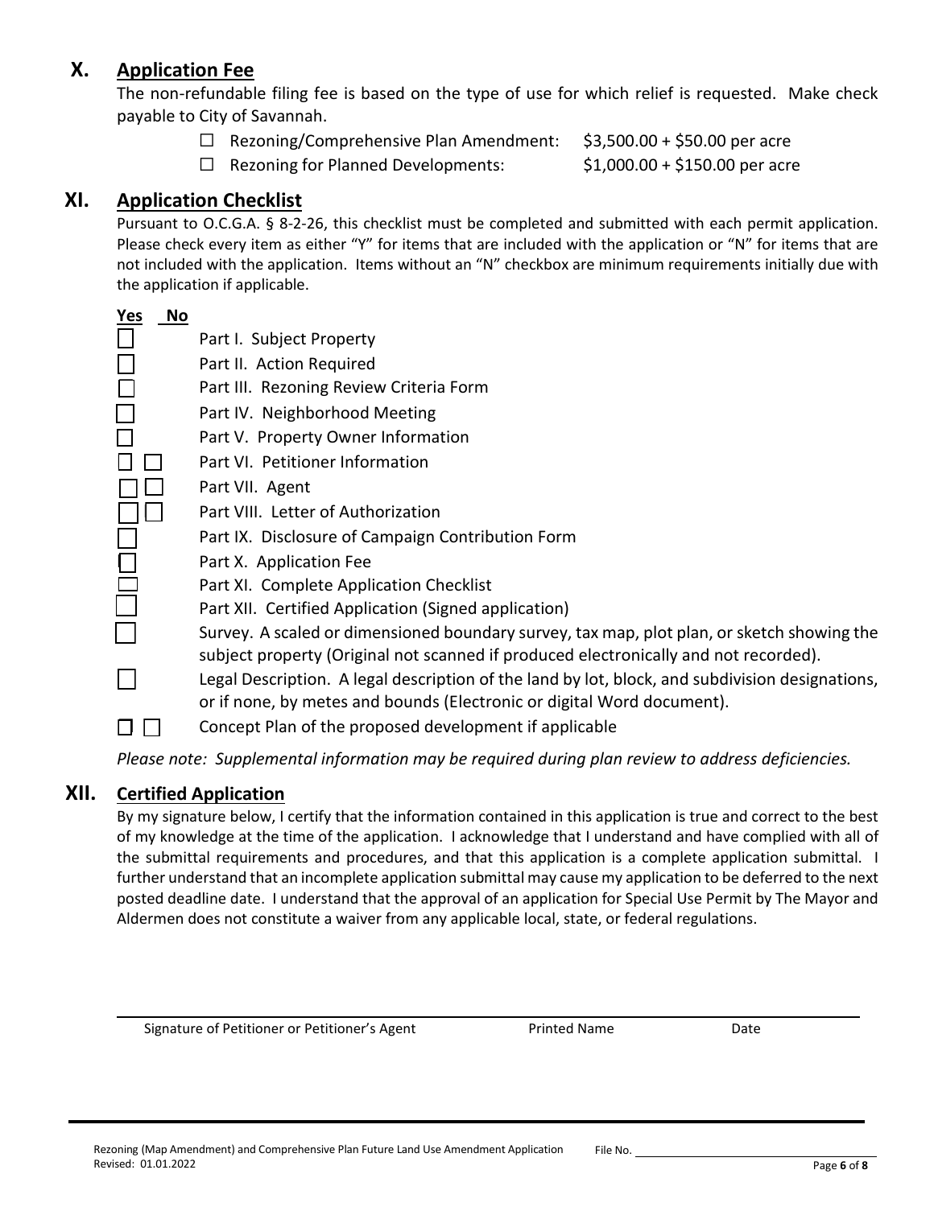## X. Application Fee

The non-refundable filing fee is based on the type of use for which relief is requested. Make check payable to City of Savannah.

- ☐ Rezoning/Comprehensive Plan Amendment: $3,500.00 + $50.00 per acre
- ☐ Rezoning for Planned Developments: $1,000.00 + $150.00 per acre

## XI. Application Checklist

Pursuant to O.C.G.A. § 8-2-26, this checklist must be completed and submitted with each permit application. Please check every item as either "Y" for items that are included with the application or "N" for items that are not included with the application. Items without an "N" checkbox are minimum requirements initially due with the application if applicable.

| Yes | No | Item |
|---|---|---|
| ☐ | | Part I. Subject Property |
| ☐ | | Part II. Action Required |
| ☐ | | Part III. Rezoning Review Criteria Form |
| ☐ | | Part IV. Neighborhood Meeting |
| ☐ | | Part V. Property Owner Information |
| ☐ | ☐ | Part VI. Petitioner Information |
| ☐ | ☐ | Part VII. Agent |
| ☐ | ☐ | Part VIII. Letter of Authorization |
| ☐ | | Part IX. Disclosure of Campaign Contribution Form |
| ☐ | | Part X. Application Fee |
| ☐ | | Part XI. Complete Application Checklist |
| ☐ | | Part XII. Certified Application (Signed application) |
| ☐ | | Survey. A scaled or dimensioned boundary survey, tax map, plot plan, or sketch showing the subject property (Original not scanned if produced electronically and not recorded). |
| ☐ | | Legal Description. A legal description of the land by lot, block, and subdivision designations, or if none, by metes and bounds (Electronic or digital Word document). |
| ☐ | ☐ | Concept Plan of the proposed development if applicable |

*Please note: Supplemental information may be required during plan review to address deficiencies.*

## XII. Certified Application

By my signature below, I certify that the information contained in this application is true and correct to the best of my knowledge at the time of the application. I acknowledge that I understand and have complied with all of the submittal requirements and procedures, and that this application is a complete application submittal. I further understand that an incomplete application submittal may cause my application to be deferred to the next posted deadline date. I understand that the approval of an application for Special Use Permit by The Mayor and Aldermen does not constitute a waiver from any applicable local, state, or federal regulations.

______________________________________________________________________

Signature of Petitioner or Petitioner's Agent          Printed Name          Date

Rezoning (Map Amendment) and Comprehensive Plan Future Land Use Amendment Application
Revised: 01.01.2022

File No. ____________________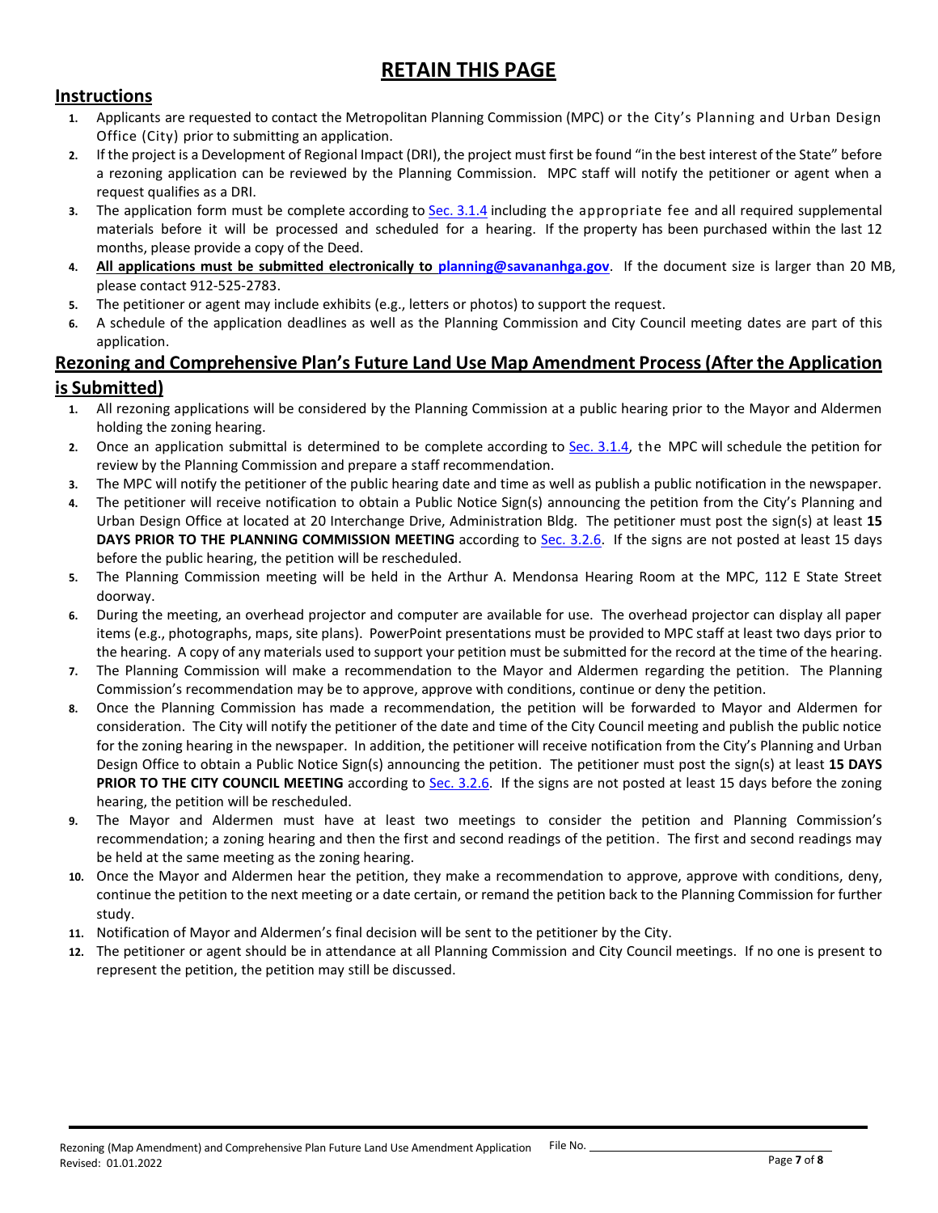# RETAIN THIS PAGE

## Instructions

1. Applicants are requested to contact the Metropolitan Planning Commission (MPC) or the City's Planning and Urban Design Office (City) prior to submitting an application.
2. If the project is a Development of Regional Impact (DRI), the project must first be found "in the best interest of the State" before a rezoning application can be reviewed by the Planning Commission. MPC staff will notify the petitioner or agent when a request qualifies as a DRI.
3. The application form must be complete according to Sec. 3.1.4 including the appropriate fee and all required supplemental materials before it will be processed and scheduled for a hearing. If the property has been purchased within the last 12 months, please provide a copy of the Deed.
4. **All applications must be submitted electronically to planning@savananhga.gov**. If the document size is larger than 20 MB, please contact 912-525-2783.
5. The petitioner or agent may include exhibits (e.g., letters or photos) to support the request.
6. A schedule of the application deadlines as well as the Planning Commission and City Council meeting dates are part of this application.

## Rezoning and Comprehensive Plan's Future Land Use Map Amendment Process (After the Application is Submitted)

1. All rezoning applications will be considered by the Planning Commission at a public hearing prior to the Mayor and Aldermen holding the zoning hearing.
2. Once an application submittal is determined to be complete according to Sec. 3.1.4, the MPC will schedule the petition for review by the Planning Commission and prepare a staff recommendation.
3. The MPC will notify the petitioner of the public hearing date and time as well as publish a public notification in the newspaper.
4. The petitioner will receive notification to obtain a Public Notice Sign(s) announcing the petition from the City's Planning and Urban Design Office at located at 20 Interchange Drive, Administration Bldg. The petitioner must post the sign(s) at least **15 DAYS PRIOR TO THE PLANNING COMMISSION MEETING** according to Sec. 3.2.6. If the signs are not posted at least 15 days before the public hearing, the petition will be rescheduled.
5. The Planning Commission meeting will be held in the Arthur A. Mendonsa Hearing Room at the MPC, 112 E State Street doorway.
6. During the meeting, an overhead projector and computer are available for use. The overhead projector can display all paper items (e.g., photographs, maps, site plans). PowerPoint presentations must be provided to MPC staff at least two days prior to the hearing. A copy of any materials used to support your petition must be submitted for the record at the time of the hearing.
7. The Planning Commission will make a recommendation to the Mayor and Aldermen regarding the petition. The Planning Commission's recommendation may be to approve, approve with conditions, continue or deny the petition.
8. Once the Planning Commission has made a recommendation, the petition will be forwarded to Mayor and Aldermen for consideration. The City will notify the petitioner of the date and time of the City Council meeting and publish the public notice for the zoning hearing in the newspaper. In addition, the petitioner will receive notification from the City's Planning and Urban Design Office to obtain a Public Notice Sign(s) announcing the petition. The petitioner must post the sign(s) at least **15 DAYS PRIOR TO THE CITY COUNCIL MEETING** according to Sec. 3.2.6. If the signs are not posted at least 15 days before the zoning hearing, the petition will be rescheduled.
9. The Mayor and Aldermen must have at least two meetings to consider the petition and Planning Commission's recommendation; a zoning hearing and then the first and second readings of the petition. The first and second readings may be held at the same meeting as the zoning hearing.
10. Once the Mayor and Aldermen hear the petition, they make a recommendation to approve, approve with conditions, deny, continue the petition to the next meeting or a date certain, or remand the petition back to the Planning Commission for further study.
11. Notification of Mayor and Aldermen's final decision will be sent to the petitioner by the City.
12. The petitioner or agent should be in attendance at all Planning Commission and City Council meetings. If no one is present to represent the petition, the petition may still be discussed.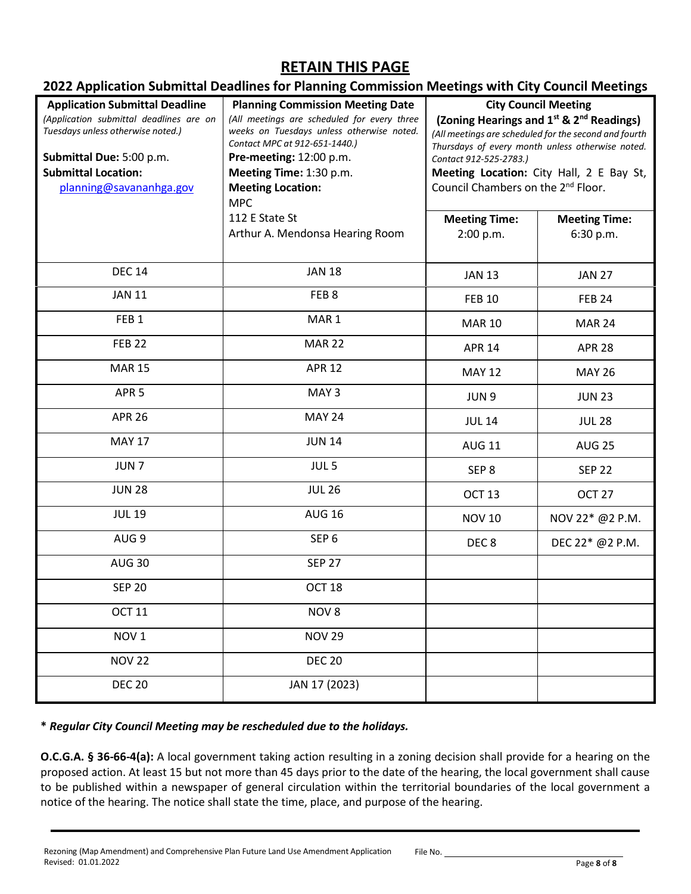# RETAIN THIS PAGE

## 2022 Application Submittal Deadlines for Planning Commission Meetings with City Council Meetings

| **Application Submittal Deadline** *(Application submittal deadlines are on Tuesdays unless otherwise noted.)* **Submittal Due:** 5:00 p.m. **Submittal Location:** [planning@savananhga.gov](mailto:planning@savananhga.gov) | **Planning Commission Meeting Date** *(All meetings are scheduled for every three weeks on Tuesdays unless otherwise noted. Contact MPC at 912-651-1440.)* **Pre-meeting:** 12:00 p.m. **Meeting Time:** 1:30 p.m. **Meeting Location:** MPC 112 E State St Arthur A. Mendonsa Hearing Room | **City Council Meeting (Zoning Hearings and 1st & 2nd Readings)** *(All meetings are scheduled for the second and fourth Thursdays of every month unless otherwise noted. Contact 912-525-2783.)* **Meeting Location:** City Hall, 2 E Bay St, Council Chambers on the 2nd Floor. | |
|---|---|---|---|
| | | **Meeting Time:** 2:00 p.m. | **Meeting Time:** 6:30 p.m. |
| DEC 14 | JAN 18 | JAN 13 | JAN 27 |
| JAN 11 | FEB 8 | FEB 10 | FEB 24 |
| FEB 1 | MAR 1 | MAR 10 | MAR 24 |
| FEB 22 | MAR 22 | APR 14 | APR 28 |
| MAR 15 | APR 12 | MAY 12 | MAY 26 |
| APR 5 | MAY 3 | JUN 9 | JUN 23 |
| APR 26 | MAY 24 | JUL 14 | JUL 28 |
| MAY 17 | JUN 14 | AUG 11 | AUG 25 |
| JUN 7 | JUL 5 | SEP 8 | SEP 22 |
| JUN 28 | JUL 26 | OCT 13 | OCT 27 |
| JUL 19 | AUG 16 | NOV 10 | NOV 22* @2 P.M. |
| AUG 9 | SEP 6 | DEC 8 | DEC 22* @2 P.M. |
| AUG 30 | SEP 27 | | |
| SEP 20 | OCT 18 | | |
| OCT 11 | NOV 8 | | |
| NOV 1 | NOV 29 | | |
| NOV 22 | DEC 20 | | |
| DEC 20 | JAN 17 (2023) | | |

**\*** ***Regular City Council Meeting may be rescheduled due to the holidays.***

**O.C.G.A. § 36-66-4(a):** A local government taking action resulting in a zoning decision shall provide for a hearing on the proposed action. At least 15 but not more than 45 days prior to the date of the hearing, the local government shall cause to be published within a newspaper of general circulation within the territorial boundaries of the local government a notice of the hearing. The notice shall state the time, place, and purpose of the hearing.

Rezoning (Map Amendment) and Comprehensive Plan Future Land Use Amendment Application
Revised: 01.01.2022

File No. ____________________